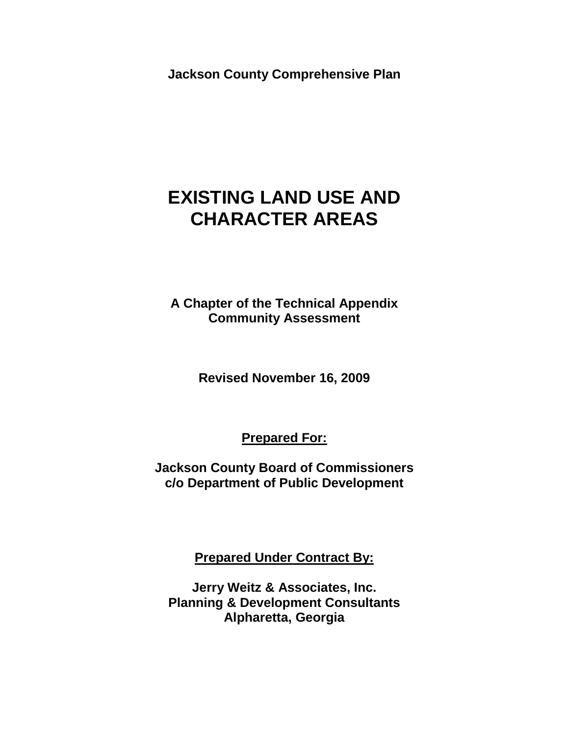**Jackson County Comprehensive Plan**

# EXISTING LAND USE AND CHARACTER AREAS

**A Chapter of the Technical Appendix**
**Community Assessment**

**Revised November 16, 2009**

**Prepared For:**

**Jackson County Board of Commissioners**
**c/o Department of Public Development**

**Prepared Under Contract By:**

**Jerry Weitz & Associates, Inc.**
**Planning & Development Consultants**
**Alpharetta, Georgia**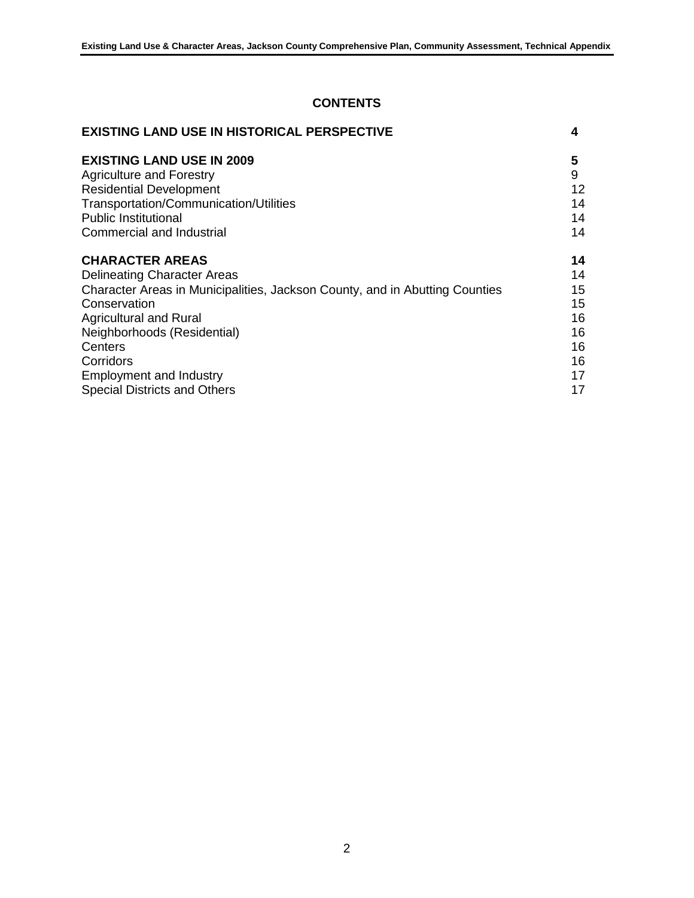# CONTENTS

| | |
|---|---|
| **EXISTING LAND USE IN HISTORICAL PERSPECTIVE** | **4** |
| **EXISTING LAND USE IN 2009** | **5** |
| Agriculture and Forestry | 9 |
| Residential Development | 12 |
| Transportation/Communication/Utilities | 14 |
| Public Institutional | 14 |
| Commercial and Industrial | 14 |
| **CHARACTER AREAS** | **14** |
| Delineating Character Areas | 14 |
| Character Areas in Municipalities, Jackson County, and in Abutting Counties | 15 |
| Conservation | 15 |
| Agricultural and Rural | 16 |
| Neighborhoods (Residential) | 16 |
| Centers | 16 |
| Corridors | 16 |
| Employment and Industry | 17 |
| Special Districts and Others | 17 |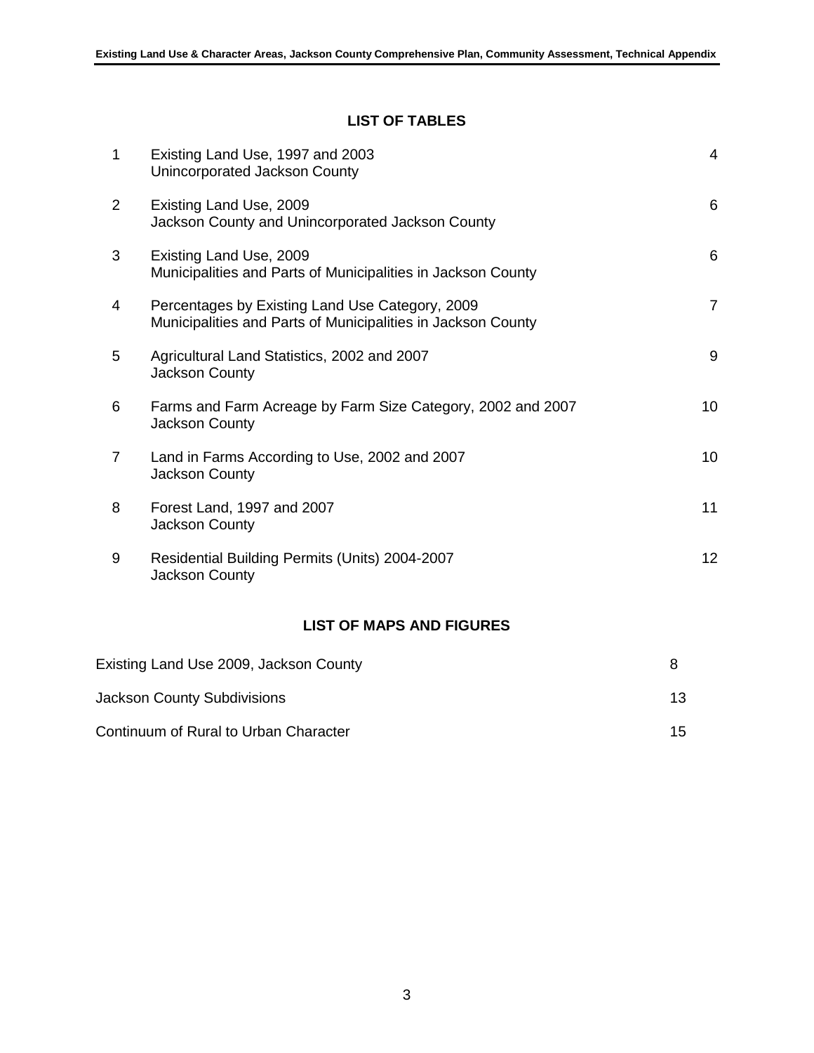## LIST OF TABLES

| | | |
|---|---|---|
| 1 | Existing Land Use, 1997 and 2003<br>Unincorporated Jackson County | 4 |
| 2 | Existing Land Use, 2009<br>Jackson County and Unincorporated Jackson County | 6 |
| 3 | Existing Land Use, 2009<br>Municipalities and Parts of Municipalities in Jackson County | 6 |
| 4 | Percentages by Existing Land Use Category, 2009<br>Municipalities and Parts of Municipalities in Jackson County | 7 |
| 5 | Agricultural Land Statistics, 2002 and 2007<br>Jackson County | 9 |
| 6 | Farms and Farm Acreage by Farm Size Category, 2002 and 2007<br>Jackson County | 10 |
| 7 | Land in Farms According to Use, 2002 and 2007<br>Jackson County | 10 |
| 8 | Forest Land, 1997 and 2007<br>Jackson County | 11 |
| 9 | Residential Building Permits (Units) 2004-2007<br>Jackson County | 12 |

## LIST OF MAPS AND FIGURES

| | |
|---|---|
| Existing Land Use 2009, Jackson County | 8 |
| Jackson County Subdivisions | 13 |
| Continuum of Rural to Urban Character | 15 |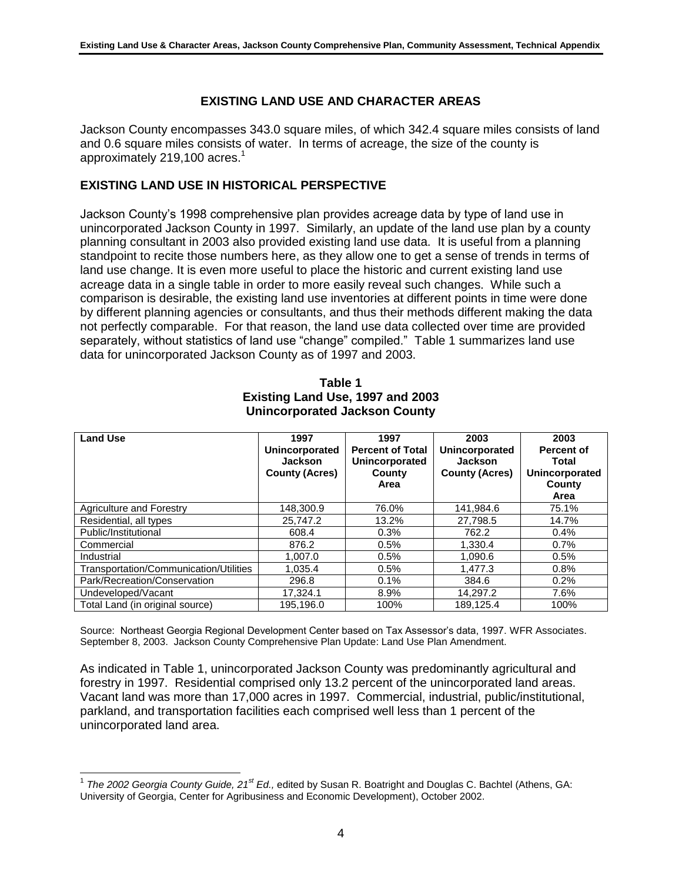# EXISTING LAND USE AND CHARACTER AREAS

Jackson County encompasses 343.0 square miles, of which 342.4 square miles consists of land and 0.6 square miles consists of water. In terms of acreage, the size of the county is approximately 219,100 acres.[1]

## EXISTING LAND USE IN HISTORICAL PERSPECTIVE

Jackson County's 1998 comprehensive plan provides acreage data by type of land use in unincorporated Jackson County in 1997. Similarly, an update of the land use plan by a county planning consultant in 2003 also provided existing land use data. It is useful from a planning standpoint to recite those numbers here, as they allow one to get a sense of trends in terms of land use change. It is even more useful to place the historic and current existing land use acreage data in a single table in order to more easily reveal such changes. While such a comparison is desirable, the existing land use inventories at different points in time were done by different planning agencies or consultants, and thus their methods different making the data not perfectly comparable. For that reason, the land use data collected over time are provided separately, without statistics of land use "change" compiled." Table 1 summarizes land use data for unincorporated Jackson County as of 1997 and 2003.

**Table 1**
**Existing Land Use, 1997 and 2003**
**Unincorporated Jackson County**

| Land Use | 1997 Unincorporated Jackson County (Acres) | 1997 Percent of Total Unincorporated County Area | 2003 Unincorporated Jackson County (Acres) | 2003 Percent of Total Unincorporated County Area |
|---|---|---|---|---|
| Agriculture and Forestry | 148,300.9 | 76.0% | 141,984.6 | 75.1% |
| Residential, all types | 25,747.2 | 13.2% | 27,798.5 | 14.7% |
| Public/Institutional | 608.4 | 0.3% | 762.2 | 0.4% |
| Commercial | 876.2 | 0.5% | 1,330.4 | 0.7% |
| Industrial | 1,007.0 | 0.5% | 1,090.6 | 0.5% |
| Transportation/Communication/Utilities | 1,035.4 | 0.5% | 1,477.3 | 0.8% |
| Park/Recreation/Conservation | 296.8 | 0.1% | 384.6 | 0.2% |
| Undeveloped/Vacant | 17,324.1 | 8.9% | 14,297.2 | 7.6% |
| Total Land (in original source) | 195,196.0 | 100% | 189,125.4 | 100% |

Source: Northeast Georgia Regional Development Center based on Tax Assessor's data, 1997. WFR Associates. September 8, 2003. Jackson County Comprehensive Plan Update: Land Use Plan Amendment.

As indicated in Table 1, unincorporated Jackson County was predominantly agricultural and forestry in 1997. Residential comprised only 13.2 percent of the unincorporated land areas. Vacant land was more than 17,000 acres in 1997. Commercial, industrial, public/institutional, parkland, and transportation facilities each comprised well less than 1 percent of the unincorporated land area.

---

[1] *The 2002 Georgia County Guide, 21st Ed.,* edited by Susan R. Boatright and Douglas C. Bachtel (Athens, GA: University of Georgia, Center for Agribusiness and Economic Development), October 2002.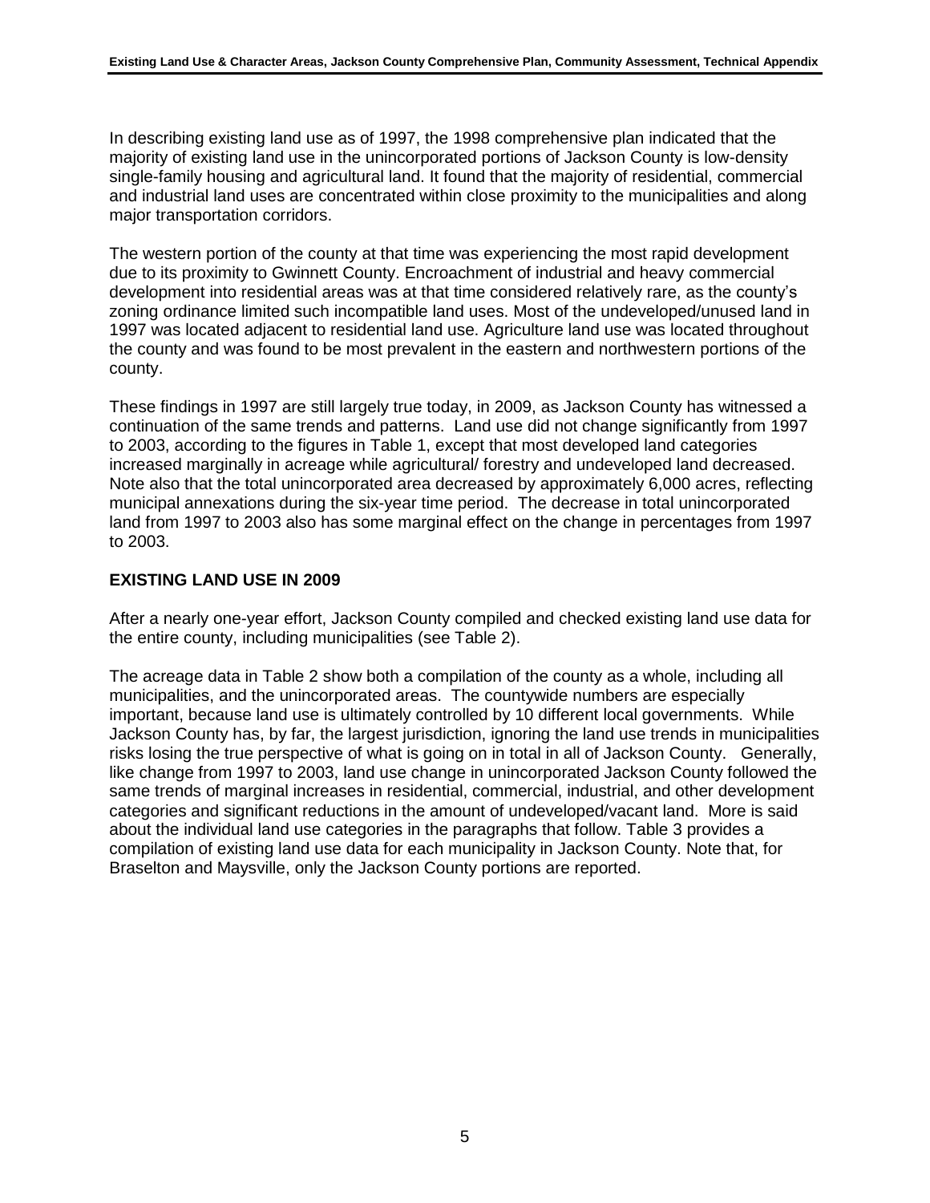In describing existing land use as of 1997, the 1998 comprehensive plan indicated that the majority of existing land use in the unincorporated portions of Jackson County is low-density single-family housing and agricultural land. It found that the majority of residential, commercial and industrial land uses are concentrated within close proximity to the municipalities and along major transportation corridors.

The western portion of the county at that time was experiencing the most rapid development due to its proximity to Gwinnett County. Encroachment of industrial and heavy commercial development into residential areas was at that time considered relatively rare, as the county's zoning ordinance limited such incompatible land uses. Most of the undeveloped/unused land in 1997 was located adjacent to residential land use. Agriculture land use was located throughout the county and was found to be most prevalent in the eastern and northwestern portions of the county.

These findings in 1997 are still largely true today, in 2009, as Jackson County has witnessed a continuation of the same trends and patterns. Land use did not change significantly from 1997 to 2003, according to the figures in Table 1, except that most developed land categories increased marginally in acreage while agricultural/ forestry and undeveloped land decreased. Note also that the total unincorporated area decreased by approximately 6,000 acres, reflecting municipal annexations during the six-year time period. The decrease in total unincorporated land from 1997 to 2003 also has some marginal effect on the change in percentages from 1997 to 2003.

## EXISTING LAND USE IN 2009

After a nearly one-year effort, Jackson County compiled and checked existing land use data for the entire county, including municipalities (see Table 2).

The acreage data in Table 2 show both a compilation of the county as a whole, including all municipalities, and the unincorporated areas. The countywide numbers are especially important, because land use is ultimately controlled by 10 different local governments. While Jackson County has, by far, the largest jurisdiction, ignoring the land use trends in municipalities risks losing the true perspective of what is going on in total in all of Jackson County. Generally, like change from 1997 to 2003, land use change in unincorporated Jackson County followed the same trends of marginal increases in residential, commercial, industrial, and other development categories and significant reductions in the amount of undeveloped/vacant land. More is said about the individual land use categories in the paragraphs that follow. Table 3 provides a compilation of existing land use data for each municipality in Jackson County. Note that, for Braselton and Maysville, only the Jackson County portions are reported.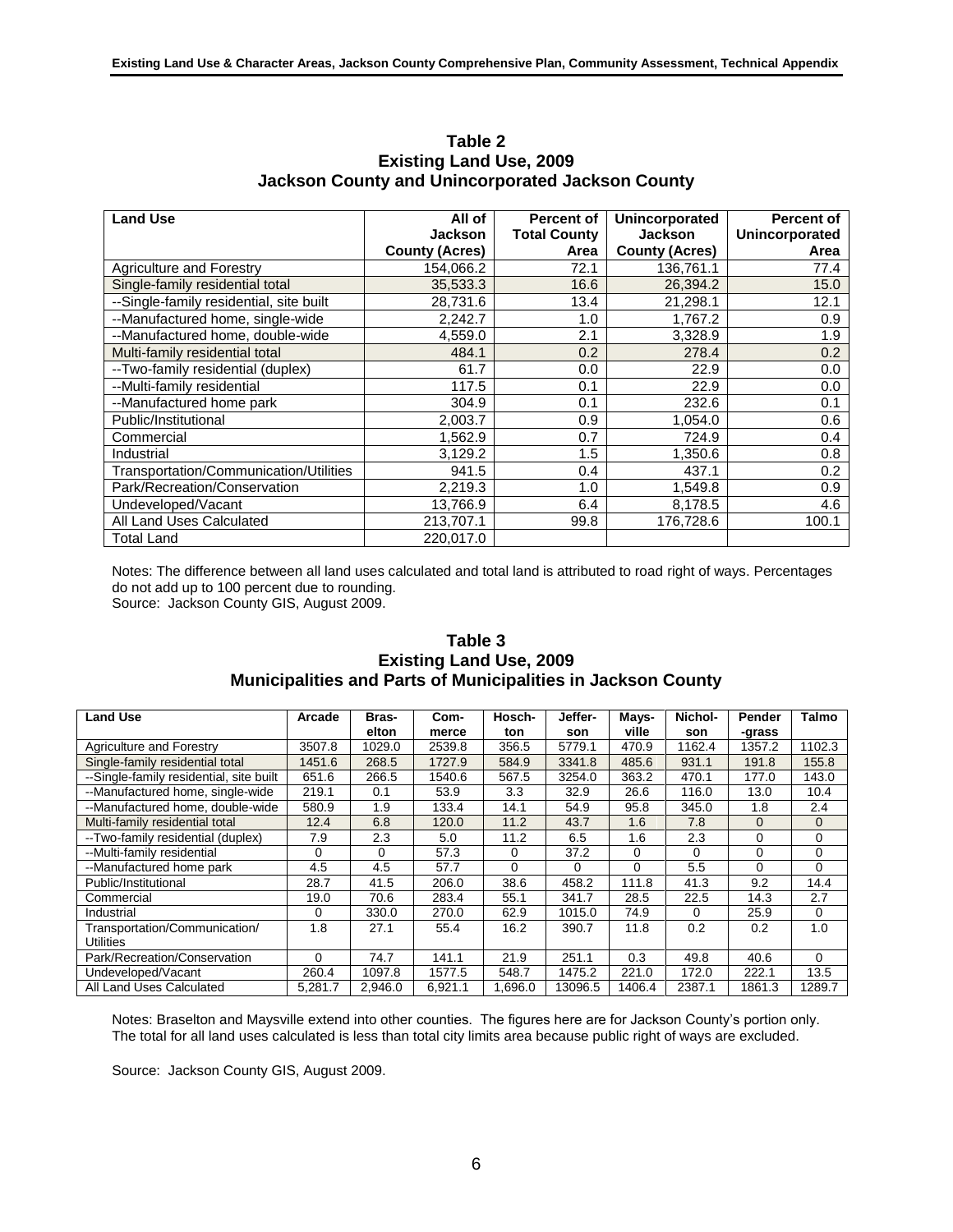**Table 2**
**Existing Land Use, 2009**
**Jackson County and Unincorporated Jackson County**

| Land Use | All of Jackson County (Acres) | Percent of Total County Area | Unincorporated Jackson County (Acres) | Percent of Unincorporated Area |
|---|---|---|---|---|
| Agriculture and Forestry | 154,066.2 | 72.1 | 136,761.1 | 77.4 |
| Single-family residential total | 35,533.3 | 16.6 | 26,394.2 | 15.0 |
| --Single-family residential, site built | 28,731.6 | 13.4 | 21,298.1 | 12.1 |
| --Manufactured home, single-wide | 2,242.7 | 1.0 | 1,767.2 | 0.9 |
| --Manufactured home, double-wide | 4,559.0 | 2.1 | 3,328.9 | 1.9 |
| Multi-family residential total | 484.1 | 0.2 | 278.4 | 0.2 |
| --Two-family residential (duplex) | 61.7 | 0.0 | 22.9 | 0.0 |
| --Multi-family residential | 117.5 | 0.1 | 22.9 | 0.0 |
| --Manufactured home park | 304.9 | 0.1 | 232.6 | 0.1 |
| Public/Institutional | 2,003.7 | 0.9 | 1,054.0 | 0.6 |
| Commercial | 1,562.9 | 0.7 | 724.9 | 0.4 |
| Industrial | 3,129.2 | 1.5 | 1,350.6 | 0.8 |
| Transportation/Communication/Utilities | 941.5 | 0.4 | 437.1 | 0.2 |
| Park/Recreation/Conservation | 2,219.3 | 1.0 | 1,549.8 | 0.9 |
| Undeveloped/Vacant | 13,766.9 | 6.4 | 8,178.5 | 4.6 |
| All Land Uses Calculated | 213,707.1 | 99.8 | 176,728.6 | 100.1 |
| Total Land | 220,017.0 | | | |

Notes: The difference between all land uses calculated and total land is attributed to road right of ways. Percentages do not add up to 100 percent due to rounding.
Source: Jackson County GIS, August 2009.

**Table 3**
**Existing Land Use, 2009**
**Municipalities and Parts of Municipalities in Jackson County**

| Land Use | Arcade | Braselton | Commerce | Hoschton | Jefferson | Maysville | Nicholson | Pendergrass | Talmo |
|---|---|---|---|---|---|---|---|---|---|
| Agriculture and Forestry | 3507.8 | 1029.0 | 2539.8 | 356.5 | 5779.1 | 470.9 | 1162.4 | 1357.2 | 1102.3 |
| Single-family residential total | 1451.6 | 268.5 | 1727.9 | 584.9 | 3341.8 | 485.6 | 931.1 | 191.8 | 155.8 |
| --Single-family residential, site built | 651.6 | 266.5 | 1540.6 | 567.5 | 3254.0 | 363.2 | 470.1 | 177.0 | 143.0 |
| --Manufactured home, single-wide | 219.1 | 0.1 | 53.9 | 3.3 | 32.9 | 26.6 | 116.0 | 13.0 | 10.4 |
| --Manufactured home, double-wide | 580.9 | 1.9 | 133.4 | 14.1 | 54.9 | 95.8 | 345.0 | 1.8 | 2.4 |
| Multi-family residential total | 12.4 | 6.8 | 120.0 | 11.2 | 43.7 | 1.6 | 7.8 | 0 | 0 |
| --Two-family residential (duplex) | 7.9 | 2.3 | 5.0 | 11.2 | 6.5 | 1.6 | 2.3 | 0 | 0 |
| --Multi-family residential | 0 | 0 | 57.3 | 0 | 37.2 | 0 | 0 | 0 | 0 |
| --Manufactured home park | 4.5 | 4.5 | 57.7 | 0 | 0 | 0 | 5.5 | 0 | 0 |
| Public/Institutional | 28.7 | 41.5 | 206.0 | 38.6 | 458.2 | 111.8 | 41.3 | 9.2 | 14.4 |
| Commercial | 19.0 | 70.6 | 283.4 | 55.1 | 341.7 | 28.5 | 22.5 | 14.3 | 2.7 |
| Industrial | 0 | 330.0 | 270.0 | 62.9 | 1015.0 | 74.9 | 0 | 25.9 | 0 |
| Transportation/Communication/ Utilities | 1.8 | 27.1 | 55.4 | 16.2 | 390.7 | 11.8 | 0.2 | 0.2 | 1.0 |
| Park/Recreation/Conservation | 0 | 74.7 | 141.1 | 21.9 | 251.1 | 0.3 | 49.8 | 40.6 | 0 |
| Undeveloped/Vacant | 260.4 | 1097.8 | 1577.5 | 548.7 | 1475.2 | 221.0 | 172.0 | 222.1 | 13.5 |
| All Land Uses Calculated | 5,281.7 | 2,946.0 | 6,921.1 | 1,696.0 | 13096.5 | 1406.4 | 2387.1 | 1861.3 | 1289.7 |

Notes: Braselton and Maysville extend into other counties. The figures here are for Jackson County's portion only. The total for all land uses calculated is less than total city limits area because public right of ways are excluded.

Source: Jackson County GIS, August 2009.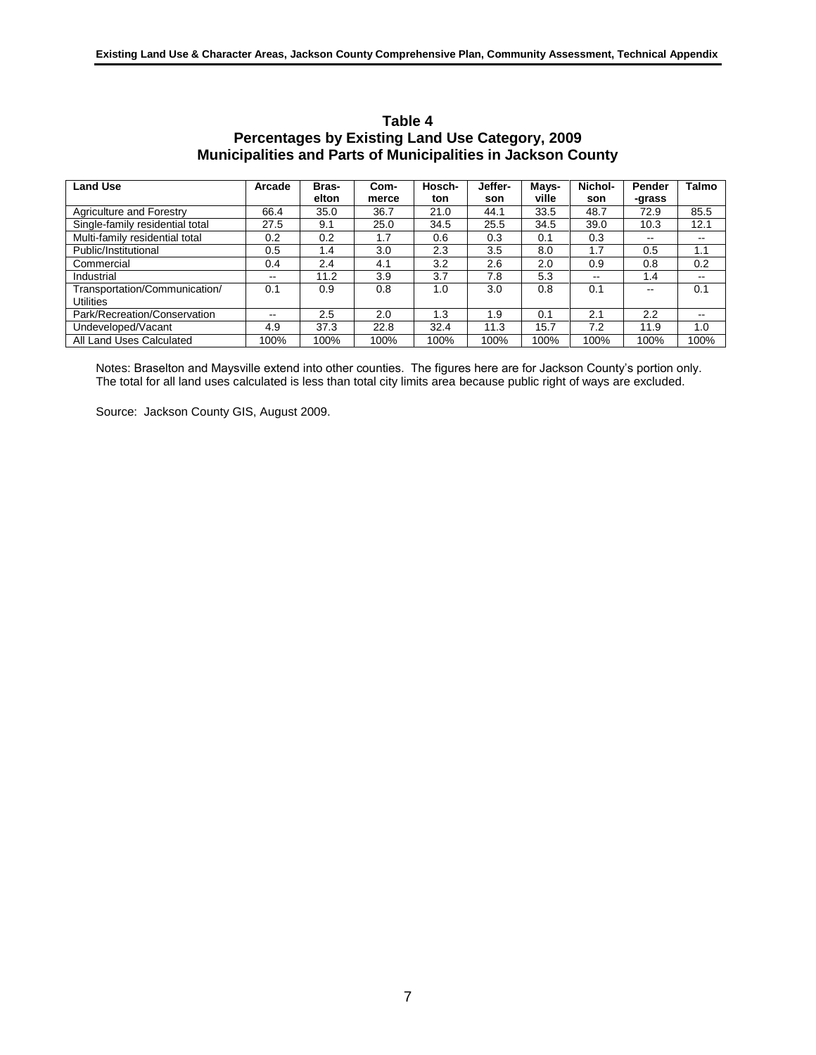# Table 4
## Percentages by Existing Land Use Category, 2009
## Municipalities and Parts of Municipalities in Jackson County

| Land Use | Arcade | Bras-elton | Com-merce | Hosch-ton | Jeffer-son | Mays-ville | Nichol-son | Pender-grass | Talmo |
|---|---|---|---|---|---|---|---|---|---|
| Agriculture and Forestry | 66.4 | 35.0 | 36.7 | 21.0 | 44.1 | 33.5 | 48.7 | 72.9 | 85.5 |
| Single-family residential total | 27.5 | 9.1 | 25.0 | 34.5 | 25.5 | 34.5 | 39.0 | 10.3 | 12.1 |
| Multi-family residential total | 0.2 | 0.2 | 1.7 | 0.6 | 0.3 | 0.1 | 0.3 | -- | -- |
| Public/Institutional | 0.5 | 1.4 | 3.0 | 2.3 | 3.5 | 8.0 | 1.7 | 0.5 | 1.1 |
| Commercial | 0.4 | 2.4 | 4.1 | 3.2 | 2.6 | 2.0 | 0.9 | 0.8 | 0.2 |
| Industrial | -- | 11.2 | 3.9 | 3.7 | 7.8 | 5.3 | -- | 1.4 | -- |
| Transportation/Communication/ Utilities | 0.1 | 0.9 | 0.8 | 1.0 | 3.0 | 0.8 | 0.1 | -- | 0.1 |
| Park/Recreation/Conservation | -- | 2.5 | 2.0 | 1.3 | 1.9 | 0.1 | 2.1 | 2.2 | -- |
| Undeveloped/Vacant | 4.9 | 37.3 | 22.8 | 32.4 | 11.3 | 15.7 | 7.2 | 11.9 | 1.0 |
| All Land Uses Calculated | 100% | 100% | 100% | 100% | 100% | 100% | 100% | 100% | 100% |

Notes: Braselton and Maysville extend into other counties. The figures here are for Jackson County's portion only. The total for all land uses calculated is less than total city limits area because public right of ways are excluded.

Source: Jackson County GIS, August 2009.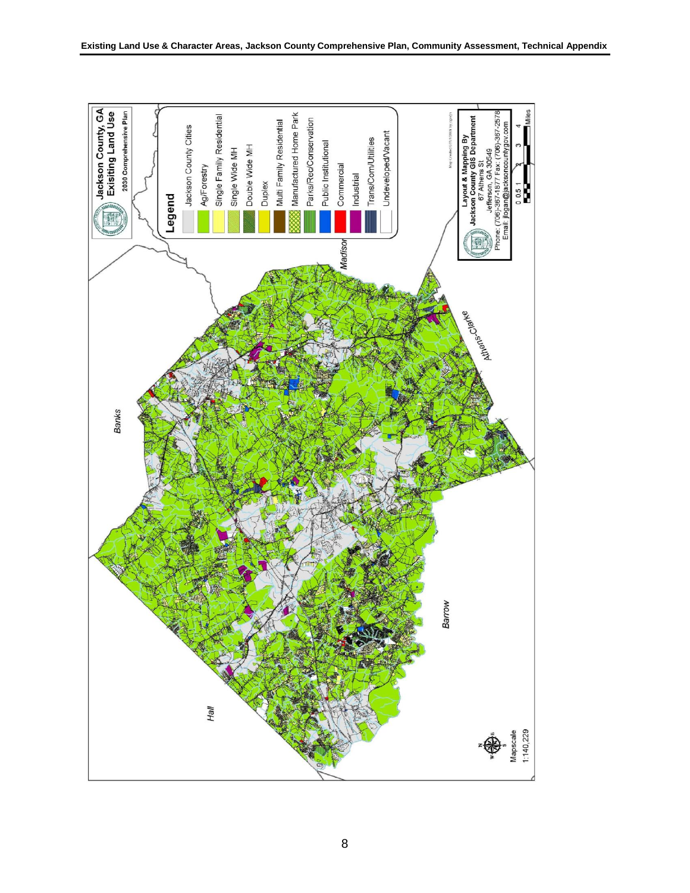Jackson County, GA
Exisiting Land Use
2030 Comprehensive Plan

**Legend**

- Jackson County Cities
- Ag/Forestry
- Single Family Residential
- Single Wide MH
- Double Wide MH
- Duplex
- Multi Family Residential
- Manufactured Home Park
- Parks/Rec/Conservation
- Public Institutional
- Commercial
- Industrial
- Trans/Com/Utilities
- Undeveloped/Vacant

Banks

Madison

Athens-Clarke

Barrow

Hall

Layout & Mapping By
Jackson County GIS Department
67 Athens St
Jefferson, GA 30549
Phone: (706)-367-1877 Fax: (706)-367-2578
Email: jlogan@jacksoncountygov.com

0 0.5 1 2 3 4 Miles

Mapscale
1:140,229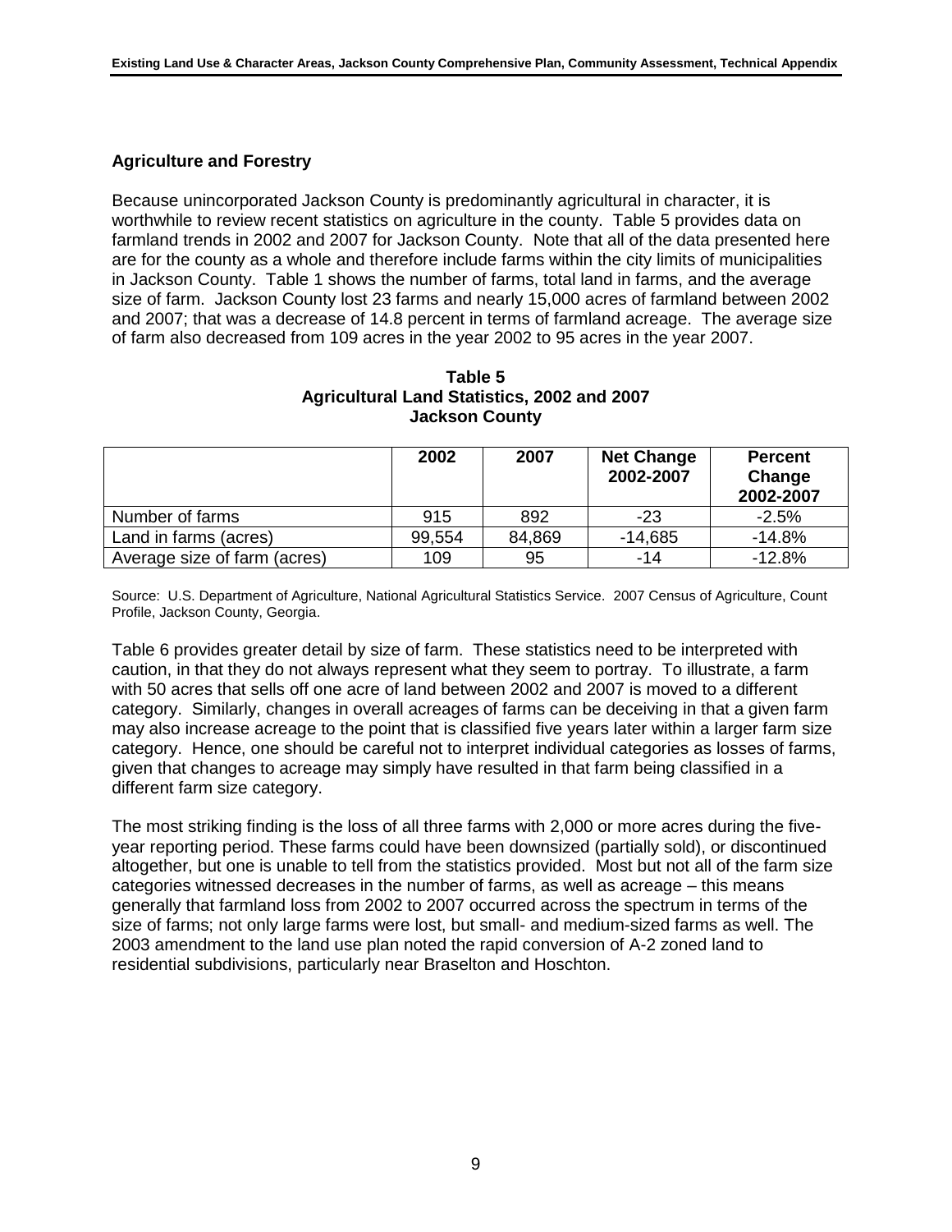## Agriculture and Forestry

Because unincorporated Jackson County is predominantly agricultural in character, it is worthwhile to review recent statistics on agriculture in the county. Table 5 provides data on farmland trends in 2002 and 2007 for Jackson County. Note that all of the data presented here are for the county as a whole and therefore include farms within the city limits of municipalities in Jackson County. Table 1 shows the number of farms, total land in farms, and the average size of farm. Jackson County lost 23 farms and nearly 15,000 acres of farmland between 2002 and 2007; that was a decrease of 14.8 percent in terms of farmland acreage. The average size of farm also decreased from 109 acres in the year 2002 to 95 acres in the year 2007.

**Table 5**
**Agricultural Land Statistics, 2002 and 2007**
**Jackson County**

| | 2002 | 2007 | Net Change 2002-2007 | Percent Change 2002-2007 |
|---|---|---|---|---|
| Number of farms | 915 | 892 | -23 | -2.5% |
| Land in farms (acres) | 99,554 | 84,869 | -14,685 | -14.8% |
| Average size of farm (acres) | 109 | 95 | -14 | -12.8% |

Source: U.S. Department of Agriculture, National Agricultural Statistics Service. 2007 Census of Agriculture, Count Profile, Jackson County, Georgia.

Table 6 provides greater detail by size of farm. These statistics need to be interpreted with caution, in that they do not always represent what they seem to portray. To illustrate, a farm with 50 acres that sells off one acre of land between 2002 and 2007 is moved to a different category. Similarly, changes in overall acreages of farms can be deceiving in that a given farm may also increase acreage to the point that is classified five years later within a larger farm size category. Hence, one should be careful not to interpret individual categories as losses of farms, given that changes to acreage may simply have resulted in that farm being classified in a different farm size category.

The most striking finding is the loss of all three farms with 2,000 or more acres during the five-year reporting period. These farms could have been downsized (partially sold), or discontinued altogether, but one is unable to tell from the statistics provided. Most but not all of the farm size categories witnessed decreases in the number of farms, as well as acreage – this means generally that farmland loss from 2002 to 2007 occurred across the spectrum in terms of the size of farms; not only large farms were lost, but small- and medium-sized farms as well. The 2003 amendment to the land use plan noted the rapid conversion of A-2 zoned land to residential subdivisions, particularly near Braselton and Hoschton.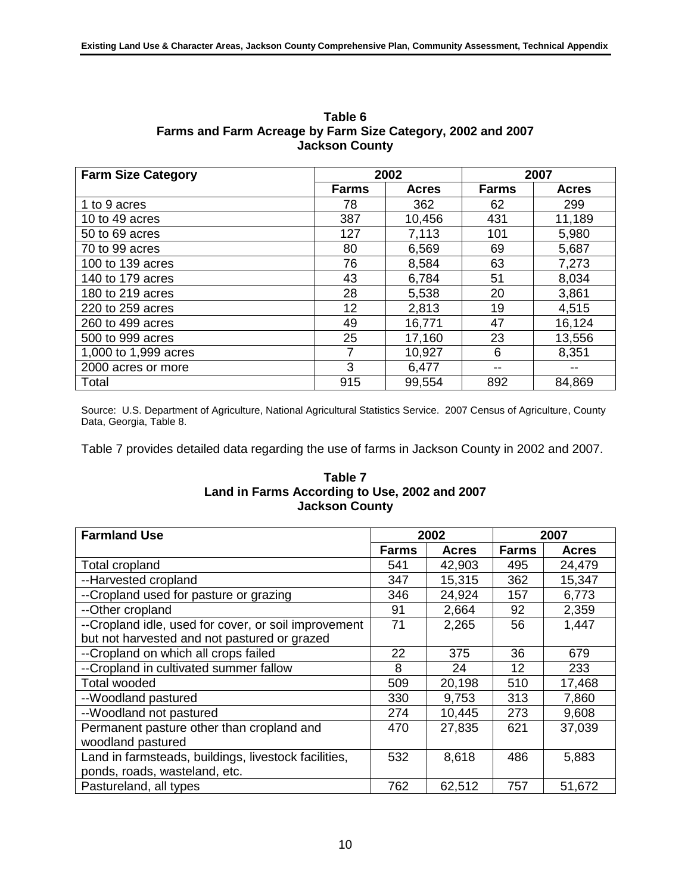**Table 6**
**Farms and Farm Acreage by Farm Size Category, 2002 and 2007**
**Jackson County**

| Farm Size Category | 2002 | | 2007 | |
|---|---|---|---|---|
| | Farms | Acres | Farms | Acres |
| 1 to 9 acres | 78 | 362 | 62 | 299 |
| 10 to 49 acres | 387 | 10,456 | 431 | 11,189 |
| 50 to 69 acres | 127 | 7,113 | 101 | 5,980 |
| 70 to 99 acres | 80 | 6,569 | 69 | 5,687 |
| 100 to 139 acres | 76 | 8,584 | 63 | 7,273 |
| 140 to 179 acres | 43 | 6,784 | 51 | 8,034 |
| 180 to 219 acres | 28 | 5,538 | 20 | 3,861 |
| 220 to 259 acres | 12 | 2,813 | 19 | 4,515 |
| 260 to 499 acres | 49 | 16,771 | 47 | 16,124 |
| 500 to 999 acres | 25 | 17,160 | 23 | 13,556 |
| 1,000 to 1,999 acres | 7 | 10,927 | 6 | 8,351 |
| 2000 acres or more | 3 | 6,477 | -- | -- |
| Total | 915 | 99,554 | 892 | 84,869 |

Source: U.S. Department of Agriculture, National Agricultural Statistics Service. 2007 Census of Agriculture, County Data, Georgia, Table 8.

Table 7 provides detailed data regarding the use of farms in Jackson County in 2002 and 2007.

**Table 7**
**Land in Farms According to Use, 2002 and 2007**
**Jackson County**

| Farmland Use | 2002 | | 2007 | |
|---|---|---|---|---|
| | Farms | Acres | Farms | Acres |
| Total cropland | 541 | 42,903 | 495 | 24,479 |
| --Harvested cropland | 347 | 15,315 | 362 | 15,347 |
| --Cropland used for pasture or grazing | 346 | 24,924 | 157 | 6,773 |
| --Other cropland | 91 | 2,664 | 92 | 2,359 |
| --Cropland idle, used for cover, or soil improvement but not harvested and not pastured or grazed | 71 | 2,265 | 56 | 1,447 |
| --Cropland on which all crops failed | 22 | 375 | 36 | 679 |
| --Cropland in cultivated summer fallow | 8 | 24 | 12 | 233 |
| Total wooded | 509 | 20,198 | 510 | 17,468 |
| --Woodland pastured | 330 | 9,753 | 313 | 7,860 |
| --Woodland not pastured | 274 | 10,445 | 273 | 9,608 |
| Permanent pasture other than cropland and woodland pastured | 470 | 27,835 | 621 | 37,039 |
| Land in farmsteads, buildings, livestock facilities, ponds, roads, wasteland, etc. | 532 | 8,618 | 486 | 5,883 |
| Pastureland, all types | 762 | 62,512 | 757 | 51,672 |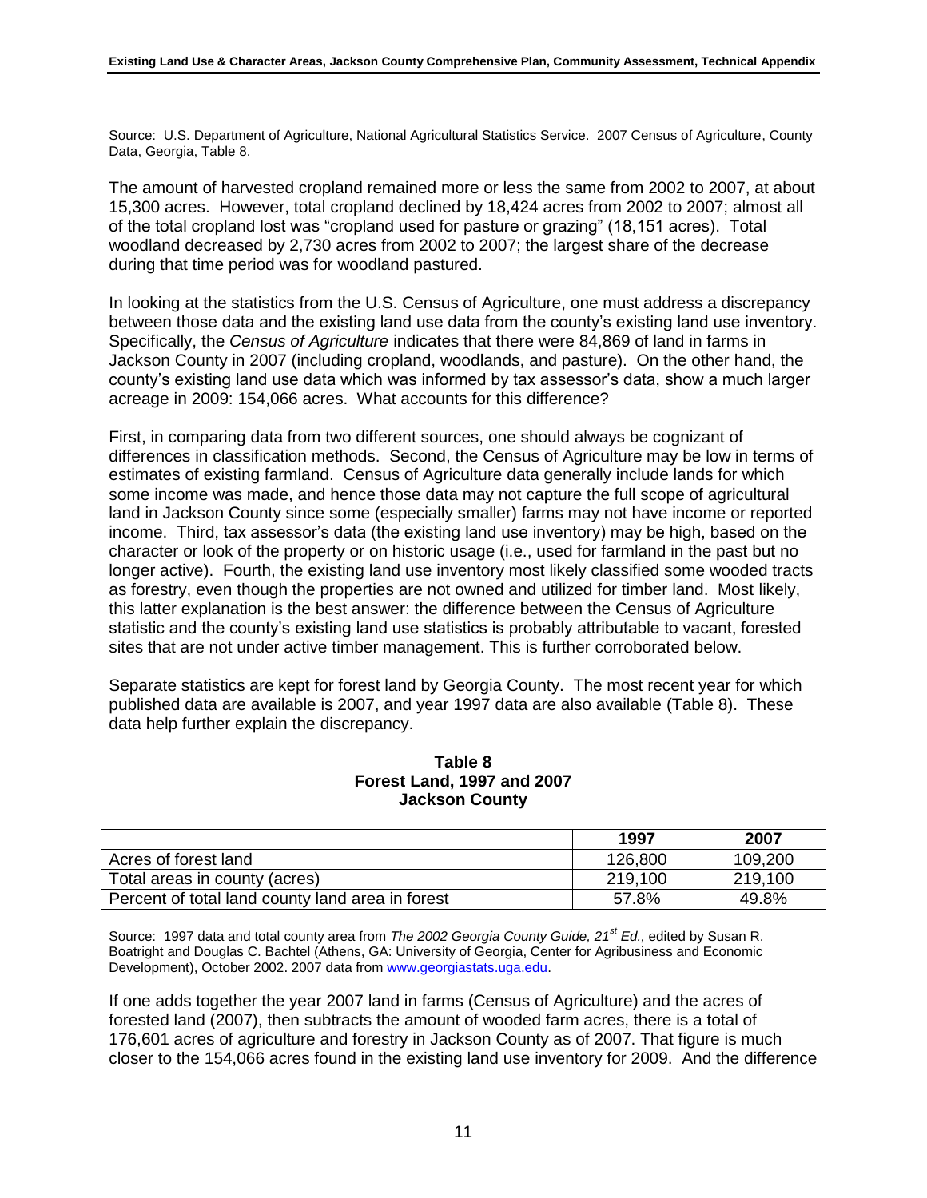Source: U.S. Department of Agriculture, National Agricultural Statistics Service. 2007 Census of Agriculture, County Data, Georgia, Table 8.

The amount of harvested cropland remained more or less the same from 2002 to 2007, at about 15,300 acres. However, total cropland declined by 18,424 acres from 2002 to 2007; almost all of the total cropland lost was "cropland used for pasture or grazing" (18,151 acres). Total woodland decreased by 2,730 acres from 2002 to 2007; the largest share of the decrease during that time period was for woodland pastured.

In looking at the statistics from the U.S. Census of Agriculture, one must address a discrepancy between those data and the existing land use data from the county's existing land use inventory. Specifically, the *Census of Agriculture* indicates that there were 84,869 of land in farms in Jackson County in 2007 (including cropland, woodlands, and pasture). On the other hand, the county's existing land use data which was informed by tax assessor's data, show a much larger acreage in 2009: 154,066 acres. What accounts for this difference?

First, in comparing data from two different sources, one should always be cognizant of differences in classification methods. Second, the Census of Agriculture may be low in terms of estimates of existing farmland. Census of Agriculture data generally include lands for which some income was made, and hence those data may not capture the full scope of agricultural land in Jackson County since some (especially smaller) farms may not have income or reported income. Third, tax assessor's data (the existing land use inventory) may be high, based on the character or look of the property or on historic usage (i.e., used for farmland in the past but no longer active). Fourth, the existing land use inventory most likely classified some wooded tracts as forestry, even though the properties are not owned and utilized for timber land. Most likely, this latter explanation is the best answer: the difference between the Census of Agriculture statistic and the county's existing land use statistics is probably attributable to vacant, forested sites that are not under active timber management. This is further corroborated below.

Separate statistics are kept for forest land by Georgia County. The most recent year for which published data are available is 2007, and year 1997 data are also available (Table 8). These data help further explain the discrepancy.

**Table 8**
**Forest Land, 1997 and 2007**
**Jackson County**

| | 1997 | 2007 |
|---|---|---|
| Acres of forest land | 126,800 | 109,200 |
| Total areas in county (acres) | 219,100 | 219,100 |
| Percent of total land county land area in forest | 57.8% | 49.8% |

Source: 1997 data and total county area from *The 2002 Georgia County Guide, 21st Ed.,* edited by Susan R. Boatright and Douglas C. Bachtel (Athens, GA: University of Georgia, Center for Agribusiness and Economic Development), October 2002. 2007 data from www.georgiastats.uga.edu.

If one adds together the year 2007 land in farms (Census of Agriculture) and the acres of forested land (2007), then subtracts the amount of wooded farm acres, there is a total of 176,601 acres of agriculture and forestry in Jackson County as of 2007. That figure is much closer to the 154,066 acres found in the existing land use inventory for 2009. And the difference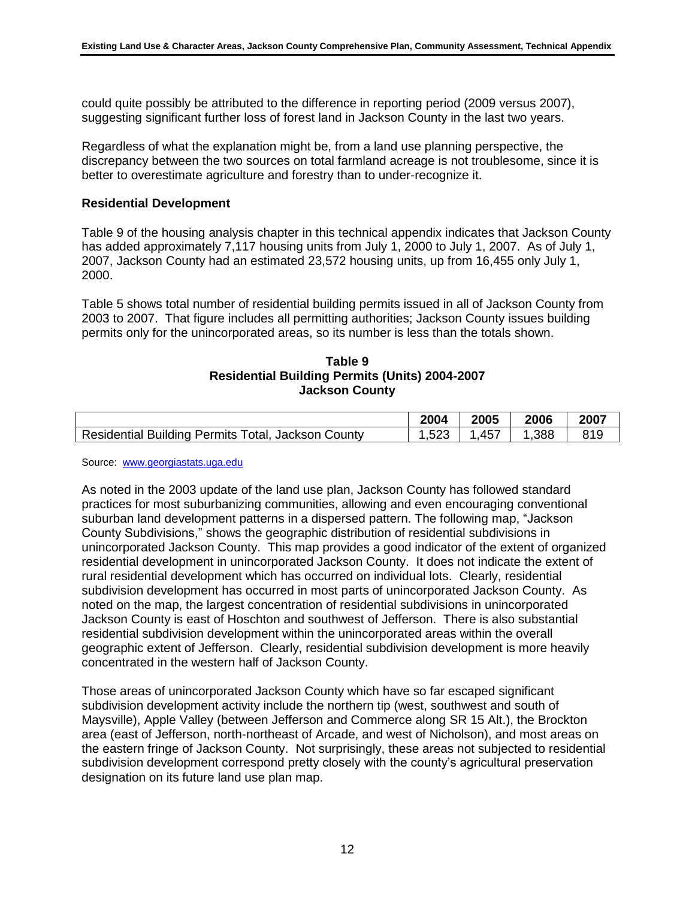could quite possibly be attributed to the difference in reporting period (2009 versus 2007), suggesting significant further loss of forest land in Jackson County in the last two years.

Regardless of what the explanation might be, from a land use planning perspective, the discrepancy between the two sources on total farmland acreage is not troublesome, since it is better to overestimate agriculture and forestry than to under-recognize it.

**Residential Development**

Table 9 of the housing analysis chapter in this technical appendix indicates that Jackson County has added approximately 7,117 housing units from July 1, 2000 to July 1, 2007. As of July 1, 2007, Jackson County had an estimated 23,572 housing units, up from 16,455 only July 1, 2000.

Table 5 shows total number of residential building permits issued in all of Jackson County from 2003 to 2007. That figure includes all permitting authorities; Jackson County issues building permits only for the unincorporated areas, so its number is less than the totals shown.

**Table 9**
**Residential Building Permits (Units) 2004-2007**
**Jackson County**

| | 2004 | 2005 | 2006 | 2007 |
|---|---|---|---|---|
| Residential Building Permits Total, Jackson County | 1,523 | 1,457 | 1,388 | 819 |

Source: www.georgiastats.uga.edu

As noted in the 2003 update of the land use plan, Jackson County has followed standard practices for most suburbanizing communities, allowing and even encouraging conventional suburban land development patterns in a dispersed pattern. The following map, "Jackson County Subdivisions," shows the geographic distribution of residential subdivisions in unincorporated Jackson County. This map provides a good indicator of the extent of organized residential development in unincorporated Jackson County. It does not indicate the extent of rural residential development which has occurred on individual lots. Clearly, residential subdivision development has occurred in most parts of unincorporated Jackson County. As noted on the map, the largest concentration of residential subdivisions in unincorporated Jackson County is east of Hoschton and southwest of Jefferson. There is also substantial residential subdivision development within the unincorporated areas within the overall geographic extent of Jefferson. Clearly, residential subdivision development is more heavily concentrated in the western half of Jackson County.

Those areas of unincorporated Jackson County which have so far escaped significant subdivision development activity include the northern tip (west, southwest and south of Maysville), Apple Valley (between Jefferson and Commerce along SR 15 Alt.), the Brockton area (east of Jefferson, north-northeast of Arcade, and west of Nicholson), and most areas on the eastern fringe of Jackson County. Not surprisingly, these areas not subjected to residential subdivision development correspond pretty closely with the county's agricultural preservation designation on its future land use plan map.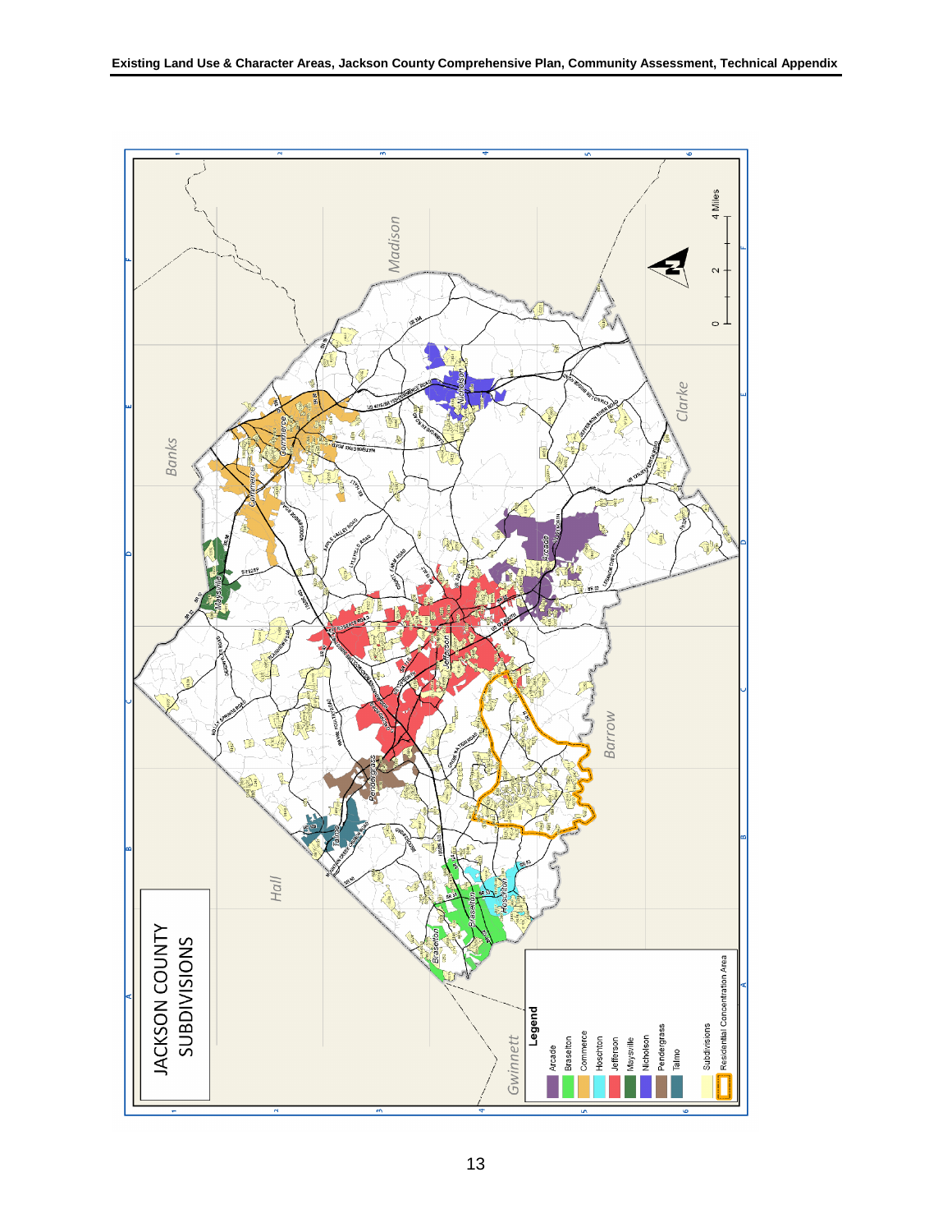# JACKSON COUNTY SUBDIVISIONS

**Legend**

- Arcade
- Braselton
- Commerce
- Hoschton
- Jefferson
- Maysville
- Nicholson
- Pendergrass
- Talmo
- Subdivisions
- Residential Concentration Area

0 2 4 Miles

Madison, Banks, Clarke, Hall, Barrow, Gwinnett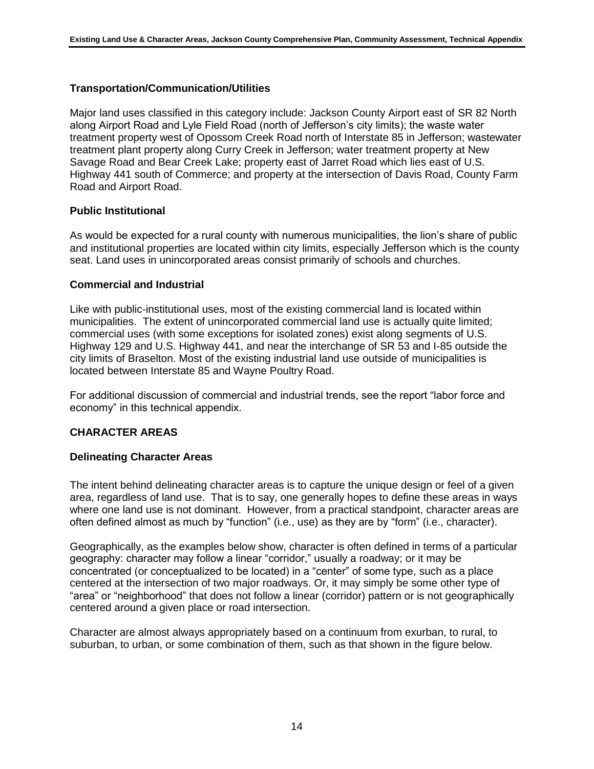### Transportation/Communication/Utilities

Major land uses classified in this category include: Jackson County Airport east of SR 82 North along Airport Road and Lyle Field Road (north of Jefferson's city limits); the waste water treatment property west of Opossom Creek Road north of Interstate 85 in Jefferson; wastewater treatment plant property along Curry Creek in Jefferson; water treatment property at New Savage Road and Bear Creek Lake; property east of Jarret Road which lies east of U.S. Highway 441 south of Commerce; and property at the intersection of Davis Road, County Farm Road and Airport Road.

### Public Institutional

As would be expected for a rural county with numerous municipalities, the lion's share of public and institutional properties are located within city limits, especially Jefferson which is the county seat. Land uses in unincorporated areas consist primarily of schools and churches.

### Commercial and Industrial

Like with public-institutional uses, most of the existing commercial land is located within municipalities. The extent of unincorporated commercial land use is actually quite limited; commercial uses (with some exceptions for isolated zones) exist along segments of U.S. Highway 129 and U.S. Highway 441, and near the interchange of SR 53 and I-85 outside the city limits of Braselton. Most of the existing industrial land use outside of municipalities is located between Interstate 85 and Wayne Poultry Road.

For additional discussion of commercial and industrial trends, see the report "labor force and economy" in this technical appendix.

## CHARACTER AREAS

### Delineating Character Areas

The intent behind delineating character areas is to capture the unique design or feel of a given area, regardless of land use. That is to say, one generally hopes to define these areas in ways where one land use is not dominant. However, from a practical standpoint, character areas are often defined almost as much by "function" (i.e., use) as they are by "form" (i.e., character).

Geographically, as the examples below show, character is often defined in terms of a particular geography: character may follow a linear "corridor," usually a roadway; or it may be concentrated (or conceptualized to be located) in a "center" of some type, such as a place centered at the intersection of two major roadways. Or, it may simply be some other type of "area" or "neighborhood" that does not follow a linear (corridor) pattern or is not geographically centered around a given place or road intersection.

Character are almost always appropriately based on a continuum from exurban, to rural, to suburban, to urban, or some combination of them, such as that shown in the figure below.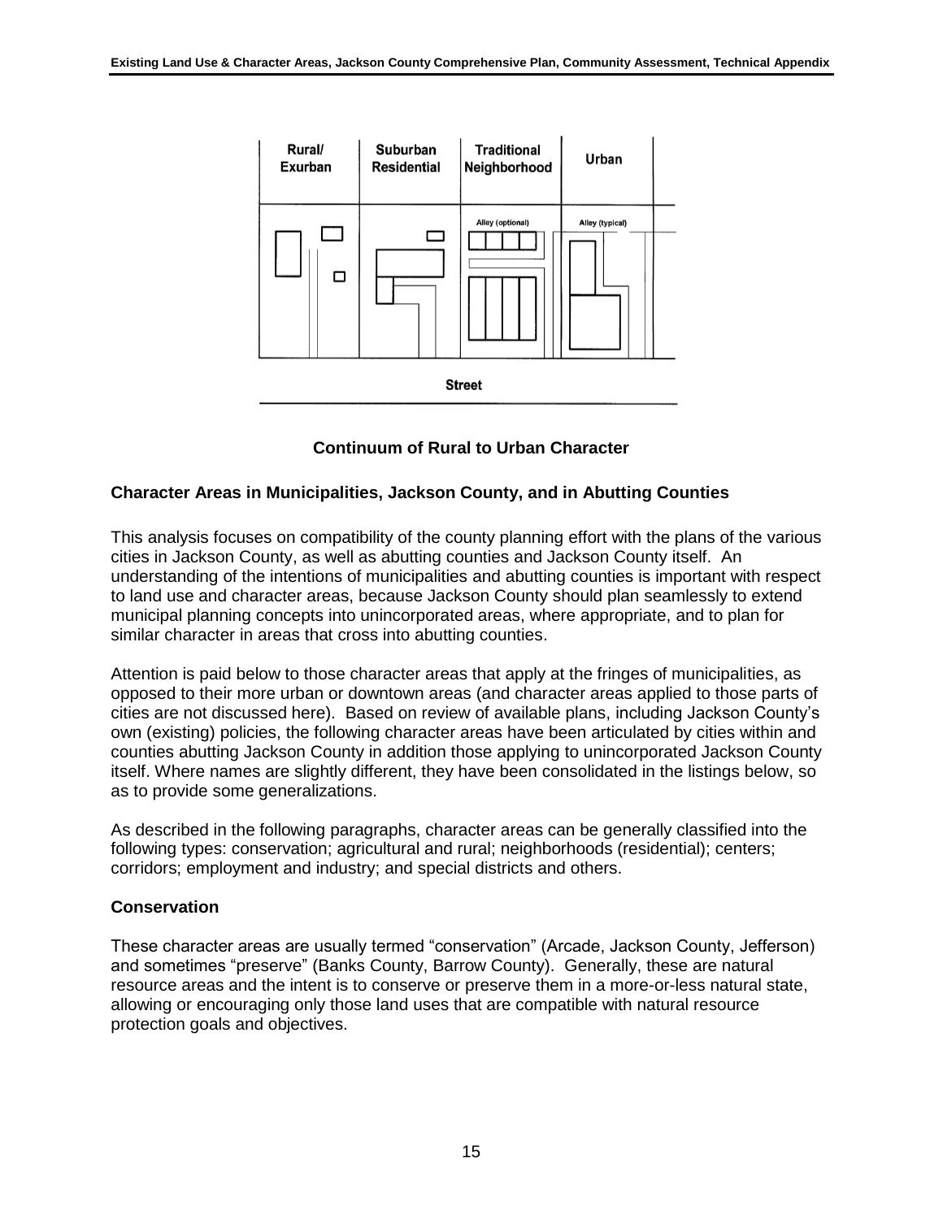Rural/ Exurban | Suburban Residential | Traditional Neighborhood | Urban

Alley (optional) | Alley (typical)

Street

**Continuum of Rural to Urban Character**

### Character Areas in Municipalities, Jackson County, and in Abutting Counties

This analysis focuses on compatibility of the county planning effort with the plans of the various cities in Jackson County, as well as abutting counties and Jackson County itself. An understanding of the intentions of municipalities and abutting counties is important with respect to land use and character areas, because Jackson County should plan seamlessly to extend municipal planning concepts into unincorporated areas, where appropriate, and to plan for similar character in areas that cross into abutting counties.

Attention is paid below to those character areas that apply at the fringes of municipalities, as opposed to their more urban or downtown areas (and character areas applied to those parts of cities are not discussed here). Based on review of available plans, including Jackson County's own (existing) policies, the following character areas have been articulated by cities within and counties abutting Jackson County in addition those applying to unincorporated Jackson County itself. Where names are slightly different, they have been consolidated in the listings below, so as to provide some generalizations.

As described in the following paragraphs, character areas can be generally classified into the following types: conservation; agricultural and rural; neighborhoods (residential); centers; corridors; employment and industry; and special districts and others.

### Conservation

These character areas are usually termed "conservation" (Arcade, Jackson County, Jefferson) and sometimes "preserve" (Banks County, Barrow County). Generally, these are natural resource areas and the intent is to conserve or preserve them in a more-or-less natural state, allowing or encouraging only those land uses that are compatible with natural resource protection goals and objectives.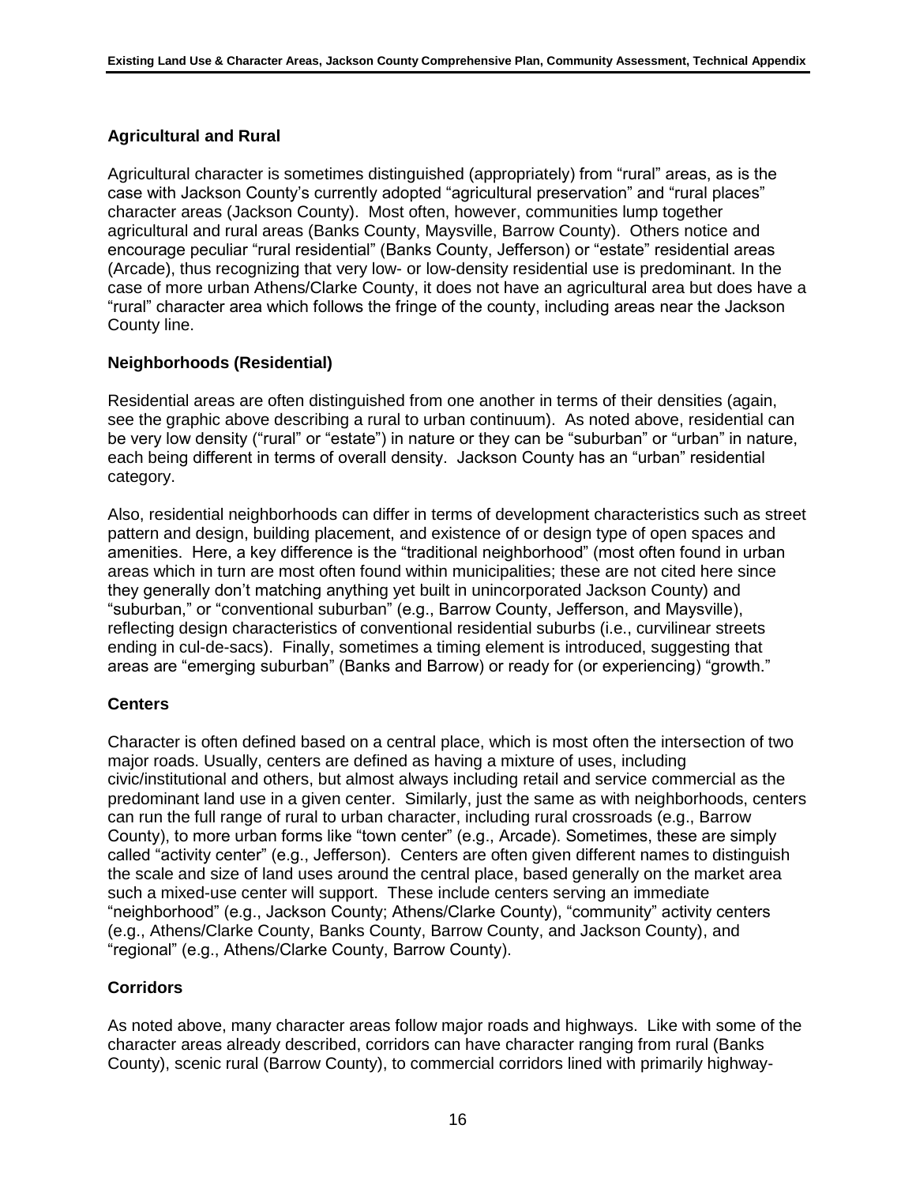## Agricultural and Rural

Agricultural character is sometimes distinguished (appropriately) from “rural” areas, as is the case with Jackson County’s currently adopted “agricultural preservation” and “rural places” character areas (Jackson County). Most often, however, communities lump together agricultural and rural areas (Banks County, Maysville, Barrow County). Others notice and encourage peculiar “rural residential” (Banks County, Jefferson) or “estate” residential areas (Arcade), thus recognizing that very low- or low-density residential use is predominant. In the case of more urban Athens/Clarke County, it does not have an agricultural area but does have a “rural” character area which follows the fringe of the county, including areas near the Jackson County line.

## Neighborhoods (Residential)

Residential areas are often distinguished from one another in terms of their densities (again, see the graphic above describing a rural to urban continuum). As noted above, residential can be very low density (“rural” or “estate”) in nature or they can be “suburban” or “urban” in nature, each being different in terms of overall density. Jackson County has an “urban” residential category.

Also, residential neighborhoods can differ in terms of development characteristics such as street pattern and design, building placement, and existence of or design type of open spaces and amenities. Here, a key difference is the “traditional neighborhood” (most often found in urban areas which in turn are most often found within municipalities; these are not cited here since they generally don’t matching anything yet built in unincorporated Jackson County) and “suburban,” or “conventional suburban” (e.g., Barrow County, Jefferson, and Maysville), reflecting design characteristics of conventional residential suburbs (i.e., curvilinear streets ending in cul-de-sacs). Finally, sometimes a timing element is introduced, suggesting that areas are “emerging suburban” (Banks and Barrow) or ready for (or experiencing) “growth.”

## Centers

Character is often defined based on a central place, which is most often the intersection of two major roads. Usually, centers are defined as having a mixture of uses, including civic/institutional and others, but almost always including retail and service commercial as the predominant land use in a given center. Similarly, just the same as with neighborhoods, centers can run the full range of rural to urban character, including rural crossroads (e.g., Barrow County), to more urban forms like “town center” (e.g., Arcade). Sometimes, these are simply called “activity center” (e.g., Jefferson). Centers are often given different names to distinguish the scale and size of land uses around the central place, based generally on the market area such a mixed-use center will support. These include centers serving an immediate “neighborhood” (e.g., Jackson County; Athens/Clarke County), “community” activity centers (e.g., Athens/Clarke County, Banks County, Barrow County, and Jackson County), and “regional” (e.g., Athens/Clarke County, Barrow County).

## Corridors

As noted above, many character areas follow major roads and highways. Like with some of the character areas already described, corridors can have character ranging from rural (Banks County), scenic rural (Barrow County), to commercial corridors lined with primarily highway-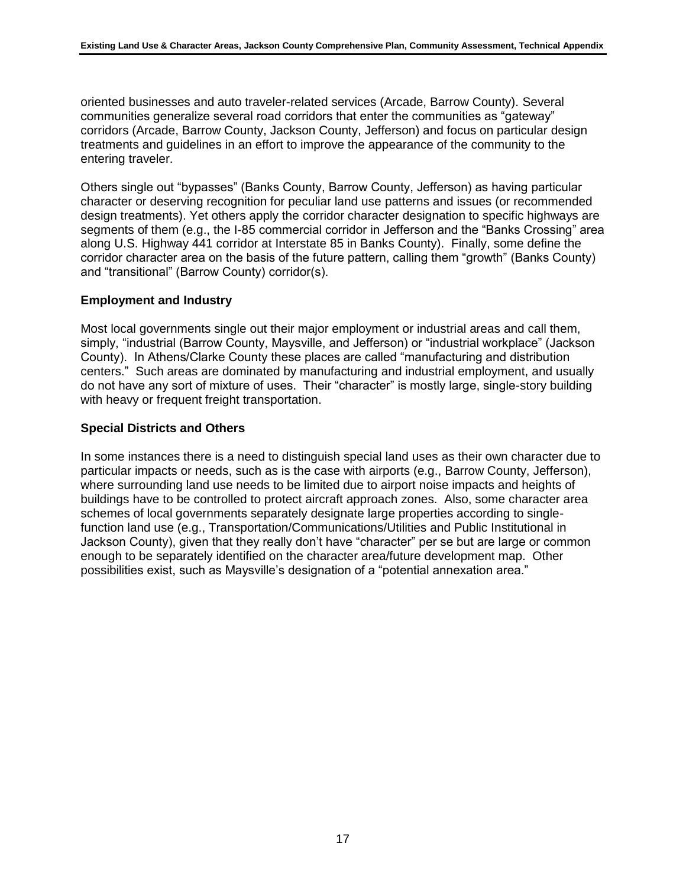oriented businesses and auto traveler-related services (Arcade, Barrow County). Several communities generalize several road corridors that enter the communities as "gateway" corridors (Arcade, Barrow County, Jackson County, Jefferson) and focus on particular design treatments and guidelines in an effort to improve the appearance of the community to the entering traveler.

Others single out "bypasses" (Banks County, Barrow County, Jefferson) as having particular character or deserving recognition for peculiar land use patterns and issues (or recommended design treatments). Yet others apply the corridor character designation to specific highways are segments of them (e.g., the I-85 commercial corridor in Jefferson and the "Banks Crossing" area along U.S. Highway 441 corridor at Interstate 85 in Banks County). Finally, some define the corridor character area on the basis of the future pattern, calling them "growth" (Banks County) and "transitional" (Barrow County) corridor(s).

**Employment and Industry**

Most local governments single out their major employment or industrial areas and call them, simply, "industrial (Barrow County, Maysville, and Jefferson) or "industrial workplace" (Jackson County). In Athens/Clarke County these places are called "manufacturing and distribution centers." Such areas are dominated by manufacturing and industrial employment, and usually do not have any sort of mixture of uses. Their "character" is mostly large, single-story building with heavy or frequent freight transportation.

**Special Districts and Others**

In some instances there is a need to distinguish special land uses as their own character due to particular impacts or needs, such as is the case with airports (e.g., Barrow County, Jefferson), where surrounding land use needs to be limited due to airport noise impacts and heights of buildings have to be controlled to protect aircraft approach zones. Also, some character area schemes of local governments separately designate large properties according to single-function land use (e.g., Transportation/Communications/Utilities and Public Institutional in Jackson County), given that they really don't have "character" per se but are large or common enough to be separately identified on the character area/future development map. Other possibilities exist, such as Maysville's designation of a "potential annexation area."